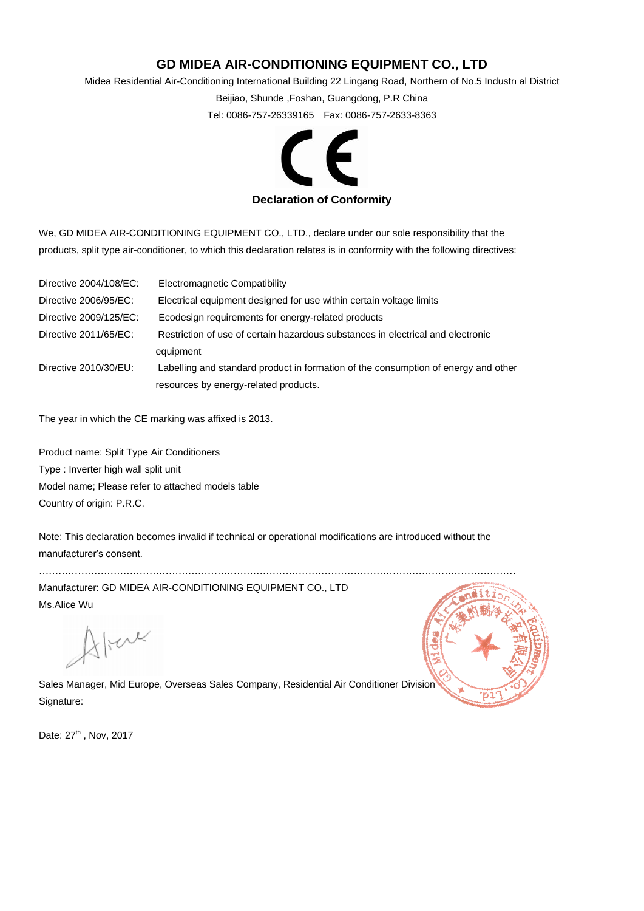# GD MIDEA AIR-CONDITIONING EQUIPMENT CO., LTD

Midea Residential Air-Conditioning International Building 22 Lingang Road, Northern of No.5 Industrı al District

Beijiao, Shunde ,Foshan, Guangdong, P.R China

Tel: 0086-757-26339165　Fax: 0086-757-2633-8363

CE

**Declaration of Conformity**

We, GD MIDEA AIR-CONDITIONING EQUIPMENT CO., LTD., declare under our sole responsibility that the products, split type air-conditioner, to which this declaration relates is in conformity with the following directives:

| | |
|---|---|
| Directive 2004/108/EC: | Electromagnetic Compatibility |
| Directive 2006/95/EC: | Electrical equipment designed for use within certain voltage limits |
| Directive 2009/125/EC: | Ecodesign requirements for energy-related products |
| Directive 2011/65/EC: | Restriction of use of certain hazardous substances in electrical and electronic equipment |
| Directive 2010/30/EU: | Labelling and standard product in formation of the consumption of energy and other resources by energy-related products. |

The year in which the CE marking was affixed is 2013.

Product name: Split Type Air Conditioners

Type : Inverter high wall split unit

Model name; Please refer to attached models table

Country of origin: P.R.C.

Note: This declaration becomes invalid if technical or operational modifications are introduced without the manufacturer's consent.

………………………………………………………………………………………………………………………………

Manufacturer: GD MIDEA AIR-CONDITIONING EQUIPMENT CO., LTD

Ms.Alice Wu

Sales Manager, Mid Europe, Overseas Sales Company, Residential Air Conditioner Division

Signature:

Date: 27th , Nov, 2017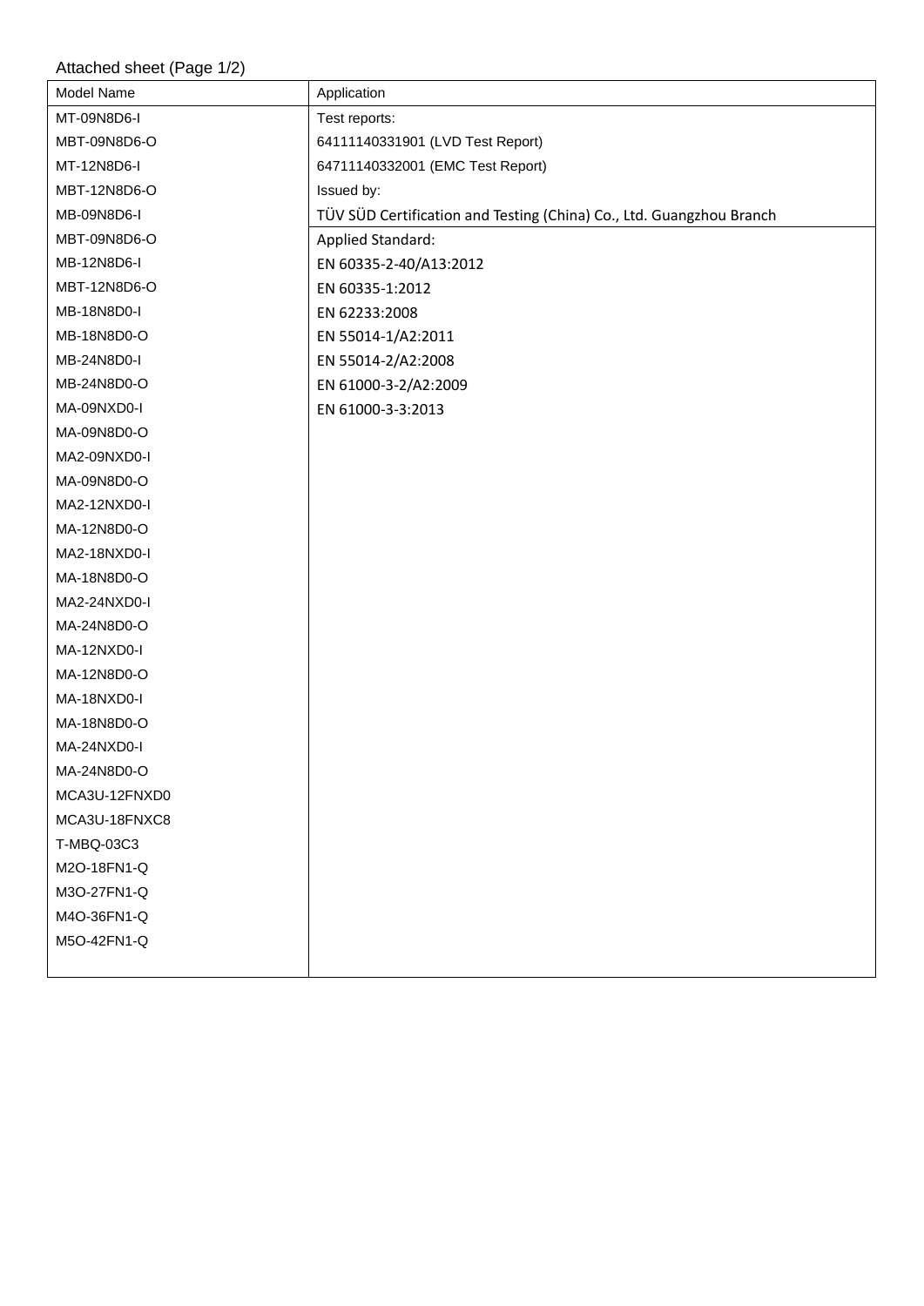Attached sheet (Page 1/2)

| Model Name | Application |
|---|---|
| MT-09N8D6-I | Test reports: |
| MBT-09N8D6-O | 64111140331901 (LVD Test Report) |
| MT-12N8D6-I | 64711140332001 (EMC Test Report) |
| MBT-12N8D6-O | Issued by: |
| MB-09N8D6-I | TÜV SÜD Certification and Testing (China) Co., Ltd. Guangzhou Branch |
| MBT-09N8D6-O | Applied Standard: |
| MB-12N8D6-I | EN 60335-2-40/A13:2012 |
| MBT-12N8D6-O | EN 60335-1:2012 |
| MB-18N8D0-I | EN 62233:2008 |
| MB-18N8D0-O | EN 55014-1/A2:2011 |
| MB-24N8D0-I | EN 55014-2/A2:2008 |
| MB-24N8D0-O | EN 61000-3-2/A2:2009 |
| MA-09NXD0-I | EN 61000-3-3:2013 |
| MA-09N8D0-O | |
| MA2-09NXD0-I | |
| MA-09N8D0-O | |
| MA2-12NXD0-I | |
| MA-12N8D0-O | |
| MA2-18NXD0-I | |
| MA-18N8D0-O | |
| MA2-24NXD0-I | |
| MA-24N8D0-O | |
| MA-12NXD0-I | |
| MA-12N8D0-O | |
| MA-18NXD0-I | |
| MA-18N8D0-O | |
| MA-24NXD0-I | |
| MA-24N8D0-O | |
| MCA3U-12FNXD0 | |
| MCA3U-18FNXC8 | |
| T-MBQ-03C3 | |
| M2O-18FN1-Q | |
| M3O-27FN1-Q | |
| M4O-36FN1-Q | |
| M5O-42FN1-Q | |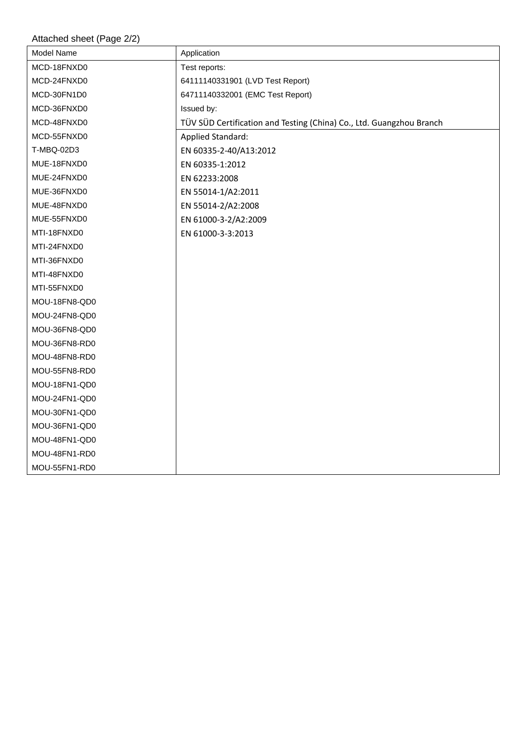Attached sheet (Page 2/2)

| Model Name | Application |
|---|---|
| MCD-18FNXD0 | Test reports: |
| MCD-24FNXD0 | 64111140331901 (LVD Test Report) |
| MCD-30FN1D0 | 64711140332001 (EMC Test Report) |
| MCD-36FNXD0 | Issued by: |
| MCD-48FNXD0 | TÜV SÜD Certification and Testing (China) Co., Ltd. Guangzhou Branch |
| MCD-55FNXD0 | Applied Standard: |
| T-MBQ-02D3 | EN 60335-2-40/A13:2012 |
| MUE-18FNXD0 | EN 60335-1:2012 |
| MUE-24FNXD0 | EN 62233:2008 |
| MUE-36FNXD0 | EN 55014-1/A2:2011 |
| MUE-48FNXD0 | EN 55014-2/A2:2008 |
| MUE-55FNXD0 | EN 61000-3-2/A2:2009 |
| MTI-18FNXD0 | EN 61000-3-3:2013 |
| MTI-24FNXD0 | |
| MTI-36FNXD0 | |
| MTI-48FNXD0 | |
| MTI-55FNXD0 | |
| MOU-18FN8-QD0 | |
| MOU-24FN8-QD0 | |
| MOU-36FN8-QD0 | |
| MOU-36FN8-RD0 | |
| MOU-48FN8-RD0 | |
| MOU-55FN8-RD0 | |
| MOU-18FN1-QD0 | |
| MOU-24FN1-QD0 | |
| MOU-30FN1-QD0 | |
| MOU-36FN1-QD0 | |
| MOU-48FN1-QD0 | |
| MOU-48FN1-RD0 | |
| MOU-55FN1-RD0 | |